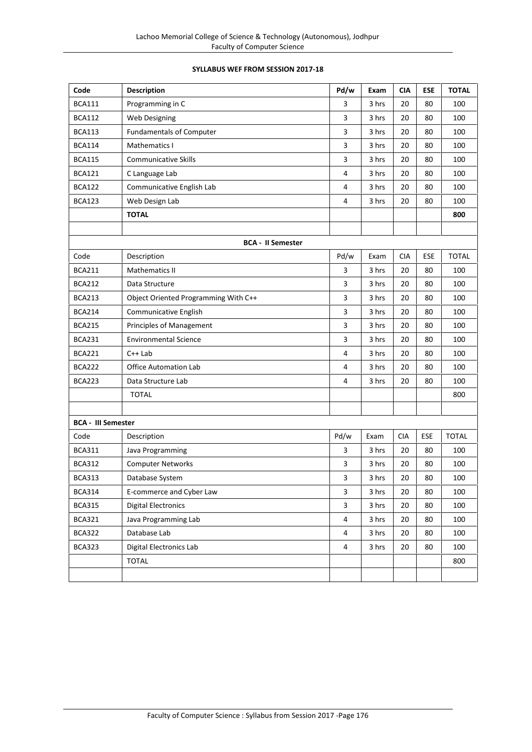**SYLLABUS WEF FROM SESSION 2017-18**

| Code | Description | Pd/w | Exam | CIA | ESE | TOTAL |
|---|---|---|---|---|---|---|
| BCA111 | Programming in C | 3 | 3 hrs | 20 | 80 | 100 |
| BCA112 | Web Designing | 3 | 3 hrs | 20 | 80 | 100 |
| BCA113 | Fundamentals of Computer | 3 | 3 hrs | 20 | 80 | 100 |
| BCA114 | Mathematics I | 3 | 3 hrs | 20 | 80 | 100 |
| BCA115 | Communicative Skills | 3 | 3 hrs | 20 | 80 | 100 |
| BCA121 | C Language Lab | 4 | 3 hrs | 20 | 80 | 100 |
| BCA122 | Communicative English Lab | 4 | 3 hrs | 20 | 80 | 100 |
| BCA123 | Web Design Lab | 4 | 3 hrs | 20 | 80 | 100 |
| | **TOTAL** | | | | | **800** |
| | | | | | | |
| **BCA - II Semester** | | | | | | |
| Code | Description | Pd/w | Exam | CIA | ESE | TOTAL |
| BCA211 | Mathematics II | 3 | 3 hrs | 20 | 80 | 100 |
| BCA212 | Data Structure | 3 | 3 hrs | 20 | 80 | 100 |
| BCA213 | Object Oriented Programming With C++ | 3 | 3 hrs | 20 | 80 | 100 |
| BCA214 | Communicative English | 3 | 3 hrs | 20 | 80 | 100 |
| BCA215 | Principles of Management | 3 | 3 hrs | 20 | 80 | 100 |
| BCA231 | Environmental Science | 3 | 3 hrs | 20 | 80 | 100 |
| BCA221 | C++ Lab | 4 | 3 hrs | 20 | 80 | 100 |
| BCA222 | Office Automation Lab | 4 | 3 hrs | 20 | 80 | 100 |
| BCA223 | Data Structure Lab | 4 | 3 hrs | 20 | 80 | 100 |
| | TOTAL | | | | | 800 |
| | | | | | | |
| **BCA - III Semester** | | | | | | |
| Code | Description | Pd/w | Exam | CIA | ESE | TOTAL |
| BCA311 | Java Programming | 3 | 3 hrs | 20 | 80 | 100 |
| BCA312 | Computer Networks | 3 | 3 hrs | 20 | 80 | 100 |
| BCA313 | Database System | 3 | 3 hrs | 20 | 80 | 100 |
| BCA314 | E-commerce and Cyber Law | 3 | 3 hrs | 20 | 80 | 100 |
| BCA315 | Digital Electronics | 3 | 3 hrs | 20 | 80 | 100 |
| BCA321 | Java Programming Lab | 4 | 3 hrs | 20 | 80 | 100 |
| BCA322 | Database Lab | 4 | 3 hrs | 20 | 80 | 100 |
| BCA323 | Digital Electronics Lab | 4 | 3 hrs | 20 | 80 | 100 |
| | TOTAL | | | | | 800 |
| | | | | | | |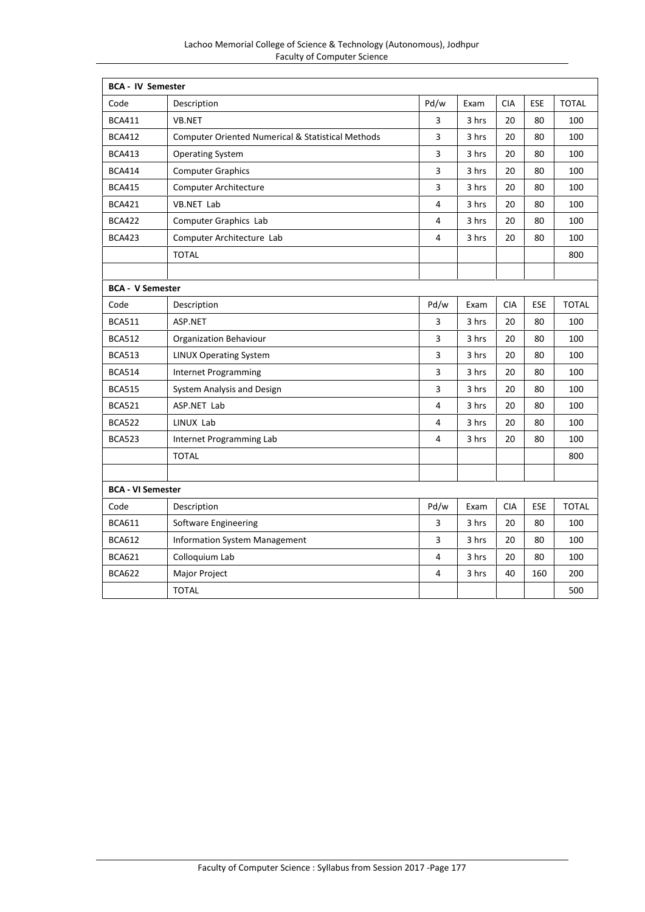| **BCA - IV Semester** | | | | | | |
|---|---|---|---|---|---|---|
| Code | Description | Pd/w | Exam | CIA | ESE | TOTAL |
| BCA411 | VB.NET | 3 | 3 hrs | 20 | 80 | 100 |
| BCA412 | Computer Oriented Numerical & Statistical Methods | 3 | 3 hrs | 20 | 80 | 100 |
| BCA413 | Operating System | 3 | 3 hrs | 20 | 80 | 100 |
| BCA414 | Computer Graphics | 3 | 3 hrs | 20 | 80 | 100 |
| BCA415 | Computer Architecture | 3 | 3 hrs | 20 | 80 | 100 |
| BCA421 | VB.NET Lab | 4 | 3 hrs | 20 | 80 | 100 |
| BCA422 | Computer Graphics Lab | 4 | 3 hrs | 20 | 80 | 100 |
| BCA423 | Computer Architecture Lab | 4 | 3 hrs | 20 | 80 | 100 |
| | TOTAL | | | | | 800 |
| | | | | | | |
| **BCA - V Semester** | | | | | | |
| Code | Description | Pd/w | Exam | CIA | ESE | TOTAL |
| BCA511 | ASP.NET | 3 | 3 hrs | 20 | 80 | 100 |
| BCA512 | Organization Behaviour | 3 | 3 hrs | 20 | 80 | 100 |
| BCA513 | LINUX Operating System | 3 | 3 hrs | 20 | 80 | 100 |
| BCA514 | Internet Programming | 3 | 3 hrs | 20 | 80 | 100 |
| BCA515 | System Analysis and Design | 3 | 3 hrs | 20 | 80 | 100 |
| BCA521 | ASP.NET Lab | 4 | 3 hrs | 20 | 80 | 100 |
| BCA522 | LINUX Lab | 4 | 3 hrs | 20 | 80 | 100 |
| BCA523 | Internet Programming Lab | 4 | 3 hrs | 20 | 80 | 100 |
| | TOTAL | | | | | 800 |
| | | | | | | |
| **BCA - VI Semester** | | | | | | |
| Code | Description | Pd/w | Exam | CIA | ESE | TOTAL |
| BCA611 | Software Engineering | 3 | 3 hrs | 20 | 80 | 100 |
| BCA612 | Information System Management | 3 | 3 hrs | 20 | 80 | 100 |
| BCA621 | Colloquium Lab | 4 | 3 hrs | 20 | 80 | 100 |
| BCA622 | Major Project | 4 | 3 hrs | 40 | 160 | 200 |
| | TOTAL | | | | | 500 |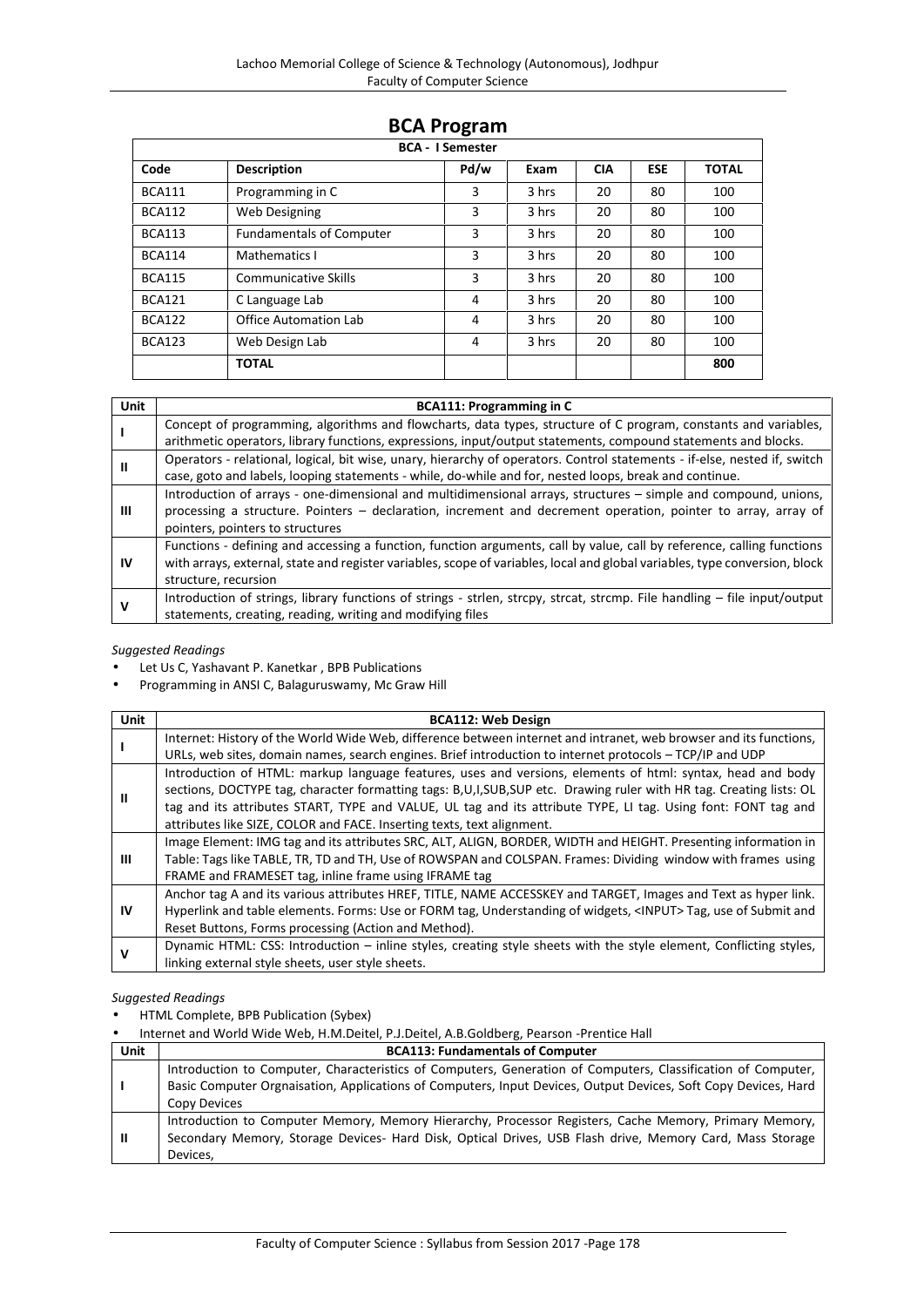# BCA Program

| BCA - I Semester | | | | | | |
|---|---|---|---|---|---|---|
| **Code** | **Description** | **Pd/w** | **Exam** | **CIA** | **ESE** | **TOTAL** |
| BCA111 | Programming in C | 3 | 3 hrs | 20 | 80 | 100 |
| BCA112 | Web Designing | 3 | 3 hrs | 20 | 80 | 100 |
| BCA113 | Fundamentals of Computer | 3 | 3 hrs | 20 | 80 | 100 |
| BCA114 | Mathematics I | 3 | 3 hrs | 20 | 80 | 100 |
| BCA115 | Communicative Skills | 3 | 3 hrs | 20 | 80 | 100 |
| BCA121 | C Language Lab | 4 | 3 hrs | 20 | 80 | 100 |
| BCA122 | Office Automation Lab | 4 | 3 hrs | 20 | 80 | 100 |
| BCA123 | Web Design Lab | 4 | 3 hrs | 20 | 80 | 100 |
| | **TOTAL** | | | | | **800** |

| Unit | BCA111: Programming in C |
|---|---|
| I | Concept of programming, algorithms and flowcharts, data types, structure of C program, constants and variables, arithmetic operators, library functions, expressions, input/output statements, compound statements and blocks. |
| II | Operators - relational, logical, bit wise, unary, hierarchy of operators. Control statements - if-else, nested if, switch case, goto and labels, looping statements - while, do-while and for, nested loops, break and continue. |
| III | Introduction of arrays - one-dimensional and multidimensional arrays, structures – simple and compound, unions, processing a structure. Pointers – declaration, increment and decrement operation, pointer to array, array of pointers, pointers to structures |
| IV | Functions - defining and accessing a function, function arguments, call by value, call by reference, calling functions with arrays, external, state and register variables, scope of variables, local and global variables, type conversion, block structure, recursion |
| V | Introduction of strings, library functions of strings - strlen, strcpy, strcat, strcmp. File handling – file input/output statements, creating, reading, writing and modifying files |

*Suggested Readings*

- Let Us C, Yashavant P. Kanetkar , BPB Publications
- Programming in ANSI C, Balaguruswamy, Mc Graw Hill

| Unit | BCA112: Web Design |
|---|---|
| I | Internet: History of the World Wide Web, difference between internet and intranet, web browser and its functions, URLs, web sites, domain names, search engines. Brief introduction to internet protocols – TCP/IP and UDP |
| II | Introduction of HTML: markup language features, uses and versions, elements of html: syntax, head and body sections, DOCTYPE tag, character formatting tags: B,U,I,SUB,SUP etc. Drawing ruler with HR tag. Creating lists: OL tag and its attributes START, TYPE and VALUE, UL tag and its attribute TYPE, LI tag. Using font: FONT tag and attributes like SIZE, COLOR and FACE. Inserting texts, text alignment. |
| III | Image Element: IMG tag and its attributes SRC, ALT, ALIGN, BORDER, WIDTH and HEIGHT. Presenting information in Table: Tags like TABLE, TR, TD and TH, Use of ROWSPAN and COLSPAN. Frames: Dividing window with frames using FRAME and FRAMESET tag, inline frame using IFRAME tag |
| IV | Anchor tag A and its various attributes HREF, TITLE, NAME ACCESSKEY and TARGET, Images and Text as hyper link. Hyperlink and table elements. Forms: Use or FORM tag, Understanding of widgets, <INPUT> Tag, use of Submit and Reset Buttons, Forms processing (Action and Method). |
| V | Dynamic HTML: CSS: Introduction – inline styles, creating style sheets with the style element, Conflicting styles, linking external style sheets, user style sheets. |

*Suggested Readings*

- HTML Complete, BPB Publication (Sybex)
- Internet and World Wide Web, H.M.Deitel, P.J.Deitel, A.B.Goldberg, Pearson -Prentice Hall

| Unit | BCA113: Fundamentals of Computer |
|---|---|
| I | Introduction to Computer, Characteristics of Computers, Generation of Computers, Classification of Computer, Basic Computer Orgnaisation, Applications of Computers, Input Devices, Output Devices, Soft Copy Devices, Hard Copy Devices |
| II | Introduction to Computer Memory, Memory Hierarchy, Processor Registers, Cache Memory, Primary Memory, Secondary Memory, Storage Devices- Hard Disk, Optical Drives, USB Flash drive, Memory Card, Mass Storage Devices, |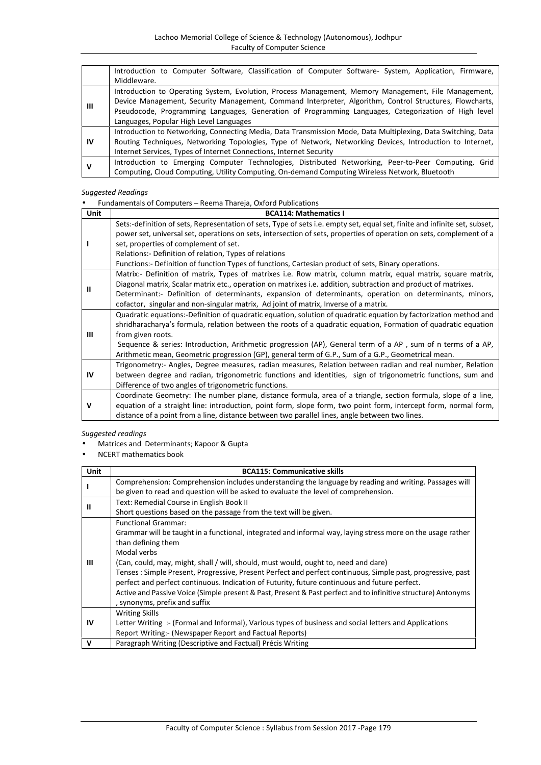| | |
|---|---|
| | Introduction to Computer Software, Classification of Computer Software- System, Application, Firmware, Middleware. |
| **III** | Introduction to Operating System, Evolution, Process Management, Memory Management, File Management, Device Management, Security Management, Command Interpreter, Algorithm, Control Structures, Flowcharts, Pseudocode, Programming Languages, Generation of Programming Languages, Categorization of High level Languages, Popular High Level Languages |
| **IV** | Introduction to Networking, Connecting Media, Data Transmission Mode, Data Multiplexing, Data Switching, Data Routing Techniques, Networking Topologies, Type of Network, Networking Devices, Introduction to Internet, Internet Services, Types of Internet Connections, Internet Security |
| **V** | Introduction to Emerging Computer Technologies, Distributed Networking, Peer-to-Peer Computing, Grid Computing, Cloud Computing, Utility Computing, On-demand Computing Wireless Network, Bluetooth |

*Suggested Readings*

- Fundamentals of Computers – Reema Thareja, Oxford Publications

| Unit | BCA114: Mathematics I |
|---|---|
| **I** | Sets:-definition of sets, Representation of sets, Type of sets i.e. empty set, equal set, finite and infinite set, subset, power set, universal set, operations on sets, intersection of sets, properties of operation on sets, complement of a set, properties of complement of set.<br>Relations:- Definition of relation, Types of relations<br>Functions:- Definition of function Types of functions, Cartesian product of sets, Binary operations. |
| **II** | Matrix:- Definition of matrix, Types of matrixes i.e. Row matrix, column matrix, equal matrix, square matrix, Diagonal matrix, Scalar matrix etc., operation on matrixes i.e. addition, subtraction and product of matrixes.<br>Determinant:- Definition of determinants, expansion of determinants, operation on determinants, minors, cofactor, singular and non-singular matrix, Ad joint of matrix, Inverse of a matrix. |
| **III** | Quadratic equations:-Definition of quadratic equation, solution of quadratic equation by factorization method and shridharacharya's formula, relation between the roots of a quadratic equation, Formation of quadratic equation from given roots.<br>Sequence & series: Introduction, Arithmetic progression (AP), General term of a AP , sum of n terms of a AP, Arithmetic mean, Geometric progression (GP), general term of G.P., Sum of a G.P., Geometrical mean. |
| **IV** | Trigonometry:- Angles, Degree measures, radian measures, Relation between radian and real number, Relation between degree and radian, trigonometric functions and identities, sign of trigonometric functions, sum and Difference of two angles of trigonometric functions. |
| **V** | Coordinate Geometry: The number plane, distance formula, area of a triangle, section formula, slope of a line, equation of a straight line: introduction, point form, slope form, two point form, intercept form, normal form, distance of a point from a line, distance between two parallel lines, angle between two lines. |

*Suggested readings*

- Matrices and Determinants; Kapoor & Gupta
- NCERT mathematics book

| Unit | BCA115: Communicative skills |
|---|---|
| **I** | Comprehension: Comprehension includes understanding the language by reading and writing. Passages will be given to read and question will be asked to evaluate the level of comprehension. |
| **II** | Text: Remedial Course in English Book II<br>Short questions based on the passage from the text will be given. |
| **III** | Functional Grammar:<br>Grammar will be taught in a functional, integrated and informal way, laying stress more on the usage rather than defining them<br>Modal verbs<br>(Can, could, may, might, shall / will, should, must would, ought to, need and dare)<br>Tenses : Simple Present, Progressive, Present Perfect and perfect continuous, Simple past, progressive, past perfect and perfect continuous. Indication of Futurity, future continuous and future perfect.<br>Active and Passive Voice (Simple present & Past, Present & Past perfect and to infinitive structure) Antonyms , synonyms, prefix and suffix |
| **IV** | Writing Skills<br>Letter Writing :- (Formal and Informal), Various types of business and social letters and Applications<br>Report Writing:- (Newspaper Report and Factual Reports) |
| **V** | Paragraph Writing (Descriptive and Factual) Précis Writing |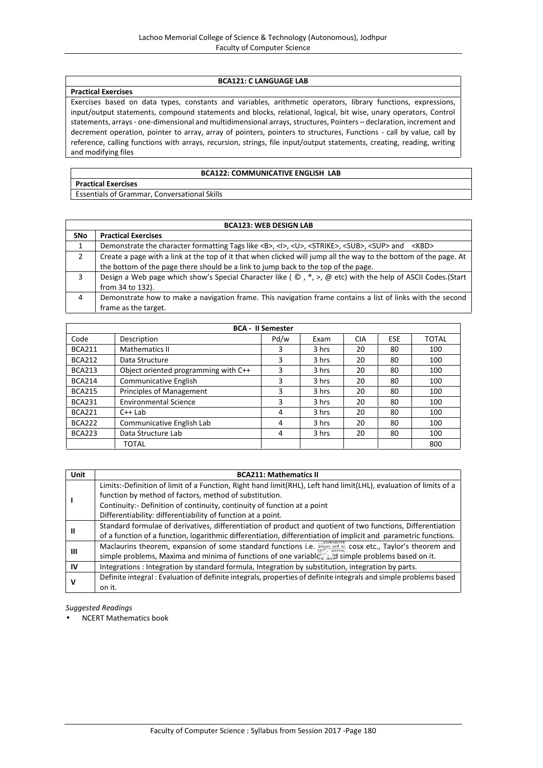**BCA121: C LANGUAGE LAB**

**Practical Exercises**

Exercises based on data types, constants and variables, arithmetic operators, library functions, expressions, input/output statements, compound statements and blocks, relational, logical, bit wise, unary operators, Control statements, arrays - one-dimensional and multidimensional arrays, structures, Pointers – declaration, increment and decrement operation, pointer to array, array of pointers, pointers to structures, Functions - call by value, call by reference, calling functions with arrays, recursion, strings, file input/output statements, creating, reading, writing and modifying files

**BCA122: COMMUNICATIVE ENGLISH LAB**

**Practical Exercises**

Essentials of Grammar, Conversational Skills

| BCA123: WEB DESIGN LAB | |
|---|---|
| **SNo** | **Practical Exercises** |
| 1 | Demonstrate the character formatting Tags like <B>, <I>, <U>, <STRIKE>, <SUB>, <SUP> and <KBD> |
| 2 | Create a page with a link at the top of it that when clicked will jump all the way to the bottom of the page. At the bottom of the page there should be a link to jump back to the top of the page. |
| 3 | Design a Web page which show's Special Character like ( ©, ®, >, @ etc) with the help of ASCII Codes.(Start from 34 to 132). |
| 4 | Demonstrate how to make a navigation frame. This navigation frame contains a list of links with the second frame as the target. |

| BCA - II Semester | | | | | | |
|---|---|---|---|---|---|---|
| Code | Description | Pd/w | Exam | CIA | ESE | TOTAL |
| BCA211 | Mathematics II | 3 | 3 hrs | 20 | 80 | 100 |
| BCA212 | Data Structure | 3 | 3 hrs | 20 | 80 | 100 |
| BCA213 | Object oriented programming with C++ | 3 | 3 hrs | 20 | 80 | 100 |
| BCA214 | Communicative English | 3 | 3 hrs | 20 | 80 | 100 |
| BCA215 | Principles of Management | 3 | 3 hrs | 20 | 80 | 100 |
| BCA231 | Environmental Science | 3 | 3 hrs | 20 | 80 | 100 |
| BCA221 | C++ Lab | 4 | 3 hrs | 20 | 80 | 100 |
| BCA222 | Communicative English Lab | 4 | 3 hrs | 20 | 80 | 100 |
| BCA223 | Data Structure Lab | 4 | 3 hrs | 20 | 80 | 100 |
| | TOTAL | | | | | 800 |

| Unit | BCA211: Mathematics II |
|---|---|
| I | Limits:-Definition of limit of a Function, Right hand limit(RHL), Left hand limit(LHL), evaluation of limits of a function by method of factors, method of substitution.<br>Continuity:- Definition of continuity, continuity of function at a point<br>Differentiability: differentiability of function at a point. |
| II | Standard formulae of derivatives, differentiation of product and quotient of two functions, Differentiation of a function of a function, logarithmic differentiation, differentiation of implicit and parametric functions. |
| III | Maclaurins theorem, expansion of some standard functions i.e. sinx, cosx etc., Taylor's theorem and simple problems, Maxima and minima of functions of one variable and simple problems based on it. |
| IV | Integrations : Integration by standard formula, Integration by substitution, integration by parts. |
| V | Definite integral : Evaluation of definite integrals, properties of definite integrals and simple problems based on it. |

*Suggested Readings*

- NCERT Mathematics book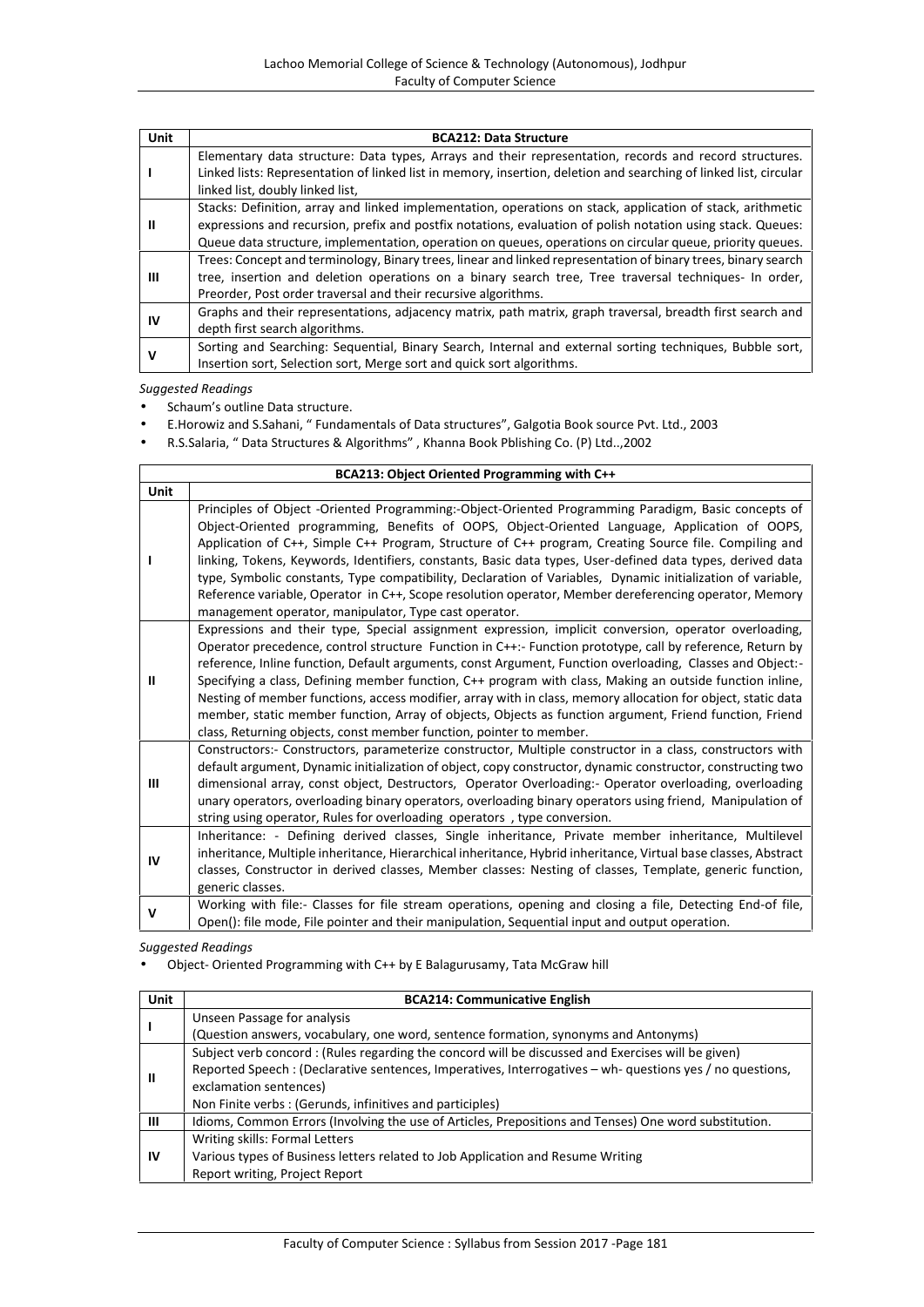| Unit | BCA212: Data Structure |
|---|---|
| I | Elementary data structure: Data types, Arrays and their representation, records and record structures. Linked lists: Representation of linked list in memory, insertion, deletion and searching of linked list, circular linked list, doubly linked list, |
| II | Stacks: Definition, array and linked implementation, operations on stack, application of stack, arithmetic expressions and recursion, prefix and postfix notations, evaluation of polish notation using stack. Queues: Queue data structure, implementation, operation on queues, operations on circular queue, priority queues. |
| III | Trees: Concept and terminology, Binary trees, linear and linked representation of binary trees, binary search tree, insertion and deletion operations on a binary search tree, Tree traversal techniques- In order, Preorder, Post order traversal and their recursive algorithms. |
| IV | Graphs and their representations, adjacency matrix, path matrix, graph traversal, breadth first search and depth first search algorithms. |
| V | Sorting and Searching: Sequential, Binary Search, Internal and external sorting techniques, Bubble sort, Insertion sort, Selection sort, Merge sort and quick sort algorithms. |

*Suggested Readings*

- Schaum's outline Data structure.
- E.Horowiz and S.Sahani, " Fundamentals of Data structures", Galgotia Book source Pvt. Ltd., 2003
- R.S.Salaria, " Data Structures & Algorithms" , Khanna Book Pblishing Co. (P) Ltd..,2002

| BCA213: Object Oriented Programming with C++ | |
|---|---|
| Unit | |
| I | Principles of Object -Oriented Programming:-Object-Oriented Programming Paradigm, Basic concepts of Object-Oriented programming, Benefits of OOPS, Object-Oriented Language, Application of OOPS, Application of C++, Simple C++ Program, Structure of C++ program, Creating Source file. Compiling and linking, Tokens, Keywords, Identifiers, constants, Basic data types, User-defined data types, derived data type, Symbolic constants, Type compatibility, Declaration of Variables, Dynamic initialization of variable, Reference variable, Operator in C++, Scope resolution operator, Member dereferencing operator, Memory management operator, manipulator, Type cast operator. |
| II | Expressions and their type, Special assignment expression, implicit conversion, operator overloading, Operator precedence, control structure Function in C++:- Function prototype, call by reference, Return by reference, Inline function, Default arguments, const Argument, Function overloading, Classes and Object:- Specifying a class, Defining member function, C++ program with class, Making an outside function inline, Nesting of member functions, access modifier, array with in class, memory allocation for object, static data member, static member function, Array of objects, Objects as function argument, Friend function, Friend class, Returning objects, const member function, pointer to member. |
| III | Constructors:- Constructors, parameterize constructor, Multiple constructor in a class, constructors with default argument, Dynamic initialization of object, copy constructor, dynamic constructor, constructing two dimensional array, const object, Destructors, Operator Overloading:- Operator overloading, overloading unary operators, overloading binary operators, overloading binary operators using friend, Manipulation of string using operator, Rules for overloading operators , type conversion. |
| IV | Inheritance: - Defining derived classes, Single inheritance, Private member inheritance, Multilevel inheritance, Multiple inheritance, Hierarchical inheritance, Hybrid inheritance, Virtual base classes, Abstract classes, Constructor in derived classes, Member classes: Nesting of classes, Template, generic function, generic classes. |
| V | Working with file:- Classes for file stream operations, opening and closing a file, Detecting End-of file, Open(): file mode, File pointer and their manipulation, Sequential input and output operation. |

*Suggested Readings*

- Object- Oriented Programming with C++ by E Balagurusamy, Tata McGraw hill

| Unit | BCA214: Communicative English |
|---|---|
| I | Unseen Passage for analysis<br>(Question answers, vocabulary, one word, sentence formation, synonyms and Antonyms) |
| II | Subject verb concord : (Rules regarding the concord will be discussed and Exercises will be given)<br>Reported Speech : (Declarative sentences, Imperatives, Interrogatives – wh- questions yes / no questions, exclamation sentences)<br>Non Finite verbs : (Gerunds, infinitives and participles) |
| III | Idioms, Common Errors (Involving the use of Articles, Prepositions and Tenses) One word substitution. |
| IV | Writing skills: Formal Letters<br>Various types of Business letters related to Job Application and Resume Writing<br>Report writing, Project Report |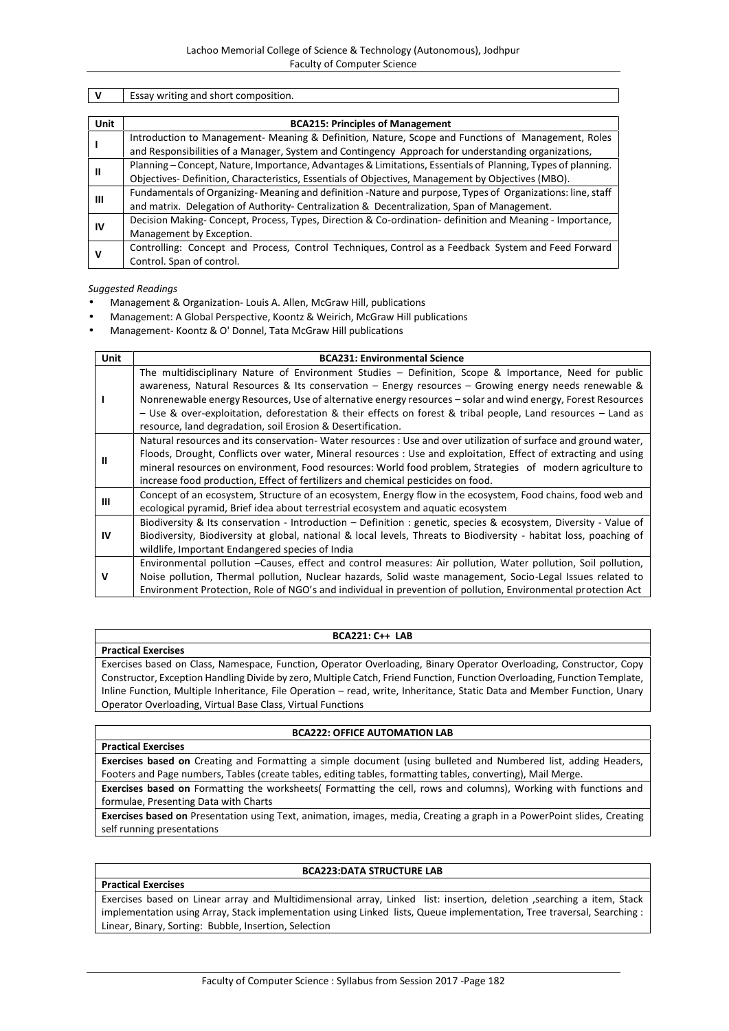| V | Essay writing and short composition. |
|---|---|

| Unit | BCA215: Principles of Management |
|---|---|
| I | Introduction to Management- Meaning & Definition, Nature, Scope and Functions of Management, Roles and Responsibilities of a Manager, System and Contingency Approach for understanding organizations, |
| II | Planning – Concept, Nature, Importance, Advantages & Limitations, Essentials of Planning, Types of planning. Objectives- Definition, Characteristics, Essentials of Objectives, Management by Objectives (MBO). |
| III | Fundamentals of Organizing- Meaning and definition -Nature and purpose, Types of Organizations: line, staff and matrix. Delegation of Authority- Centralization & Decentralization, Span of Management. |
| IV | Decision Making- Concept, Process, Types, Direction & Co-ordination- definition and Meaning - Importance, Management by Exception. |
| V | Controlling: Concept and Process, Control Techniques, Control as a Feedback System and Feed Forward Control. Span of control. |

*Suggested Readings*

- Management & Organization- Louis A. Allen, McGraw Hill, publications
- Management: A Global Perspective, Koontz & Weirich, McGraw Hill publications
- Management- Koontz & O' Donnel, Tata McGraw Hill publications

| Unit | BCA231: Environmental Science |
|---|---|
| I | The multidisciplinary Nature of Environment Studies – Definition, Scope & Importance, Need for public awareness, Natural Resources & Its conservation – Energy resources – Growing energy needs renewable & Nonrenewable energy Resources, Use of alternative energy resources – solar and wind energy, Forest Resources – Use & over-exploitation, deforestation & their effects on forest & tribal people, Land resources – Land as resource, land degradation, soil Erosion & Desertification. |
| II | Natural resources and its conservation- Water resources : Use and over utilization of surface and ground water, Floods, Drought, Conflicts over water, Mineral resources : Use and exploitation, Effect of extracting and using mineral resources on environment, Food resources: World food problem, Strategies of modern agriculture to increase food production, Effect of fertilizers and chemical pesticides on food. |
| III | Concept of an ecosystem, Structure of an ecosystem, Energy flow in the ecosystem, Food chains, food web and ecological pyramid, Brief idea about terrestrial ecosystem and aquatic ecosystem |
| IV | Biodiversity & Its conservation - Introduction – Definition : genetic, species & ecosystem, Diversity - Value of Biodiversity, Biodiversity at global, national & local levels, Threats to Biodiversity - habitat loss, poaching of wildlife, Important Endangered species of India |
| V | Environmental pollution –Causes, effect and control measures: Air pollution, Water pollution, Soil pollution, Noise pollution, Thermal pollution, Nuclear hazards, Solid waste management, Socio-Legal Issues related to Environment Protection, Role of NGO's and individual in prevention of pollution, Environmental protection Act |

| BCA221: C++ LAB |
|---|
| **Practical Exercises** |
| Exercises based on Class, Namespace, Function, Operator Overloading, Binary Operator Overloading, Constructor, Copy Constructor, Exception Handling Divide by zero, Multiple Catch, Friend Function, Function Overloading, Function Template, Inline Function, Multiple Inheritance, File Operation – read, write, Inheritance, Static Data and Member Function, Unary Operator Overloading, Virtual Base Class, Virtual Functions |

| BCA222: OFFICE AUTOMATION LAB |
|---|
| **Practical Exercises** |
| **Exercises based on** Creating and Formatting a simple document (using bulleted and Numbered list, adding Headers, Footers and Page numbers, Tables (create tables, editing tables, formatting tables, converting), Mail Merge. |
| **Exercises based on** Formatting the worksheets( Formatting the cell, rows and columns), Working with functions and formulae, Presenting Data with Charts |
| **Exercises based on** Presentation using Text, animation, images, media, Creating a graph in a PowerPoint slides, Creating self running presentations |

| BCA223:DATA STRUCTURE LAB |
|---|
| **Practical Exercises** |
| Exercises based on Linear array and Multidimensional array, Linked list: insertion, deletion ,searching a item, Stack implementation using Array, Stack implementation using Linked lists, Queue implementation, Tree traversal, Searching : Linear, Binary, Sorting: Bubble, Insertion, Selection |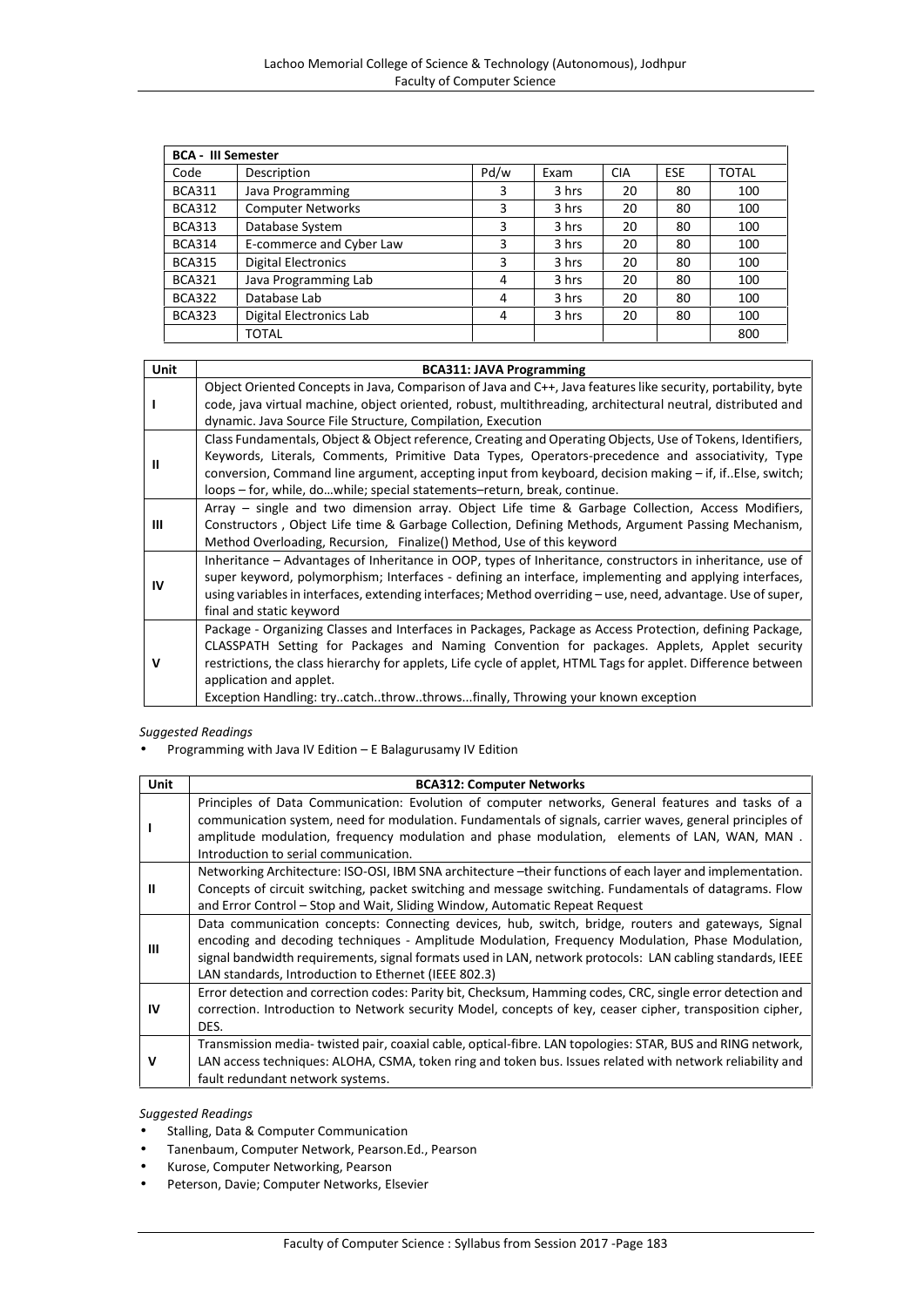| BCA - III Semester | | | | | | |
|---|---|---|---|---|---|---|
| Code | Description | Pd/w | Exam | CIA | ESE | TOTAL |
| BCA311 | Java Programming | 3 | 3 hrs | 20 | 80 | 100 |
| BCA312 | Computer Networks | 3 | 3 hrs | 20 | 80 | 100 |
| BCA313 | Database System | 3 | 3 hrs | 20 | 80 | 100 |
| BCA314 | E-commerce and Cyber Law | 3 | 3 hrs | 20 | 80 | 100 |
| BCA315 | Digital Electronics | 3 | 3 hrs | 20 | 80 | 100 |
| BCA321 | Java Programming Lab | 4 | 3 hrs | 20 | 80 | 100 |
| BCA322 | Database Lab | 4 | 3 hrs | 20 | 80 | 100 |
| BCA323 | Digital Electronics Lab | 4 | 3 hrs | 20 | 80 | 100 |
| | TOTAL | | | | | 800 |

| Unit | BCA311: JAVA Programming |
|---|---|
| I | Object Oriented Concepts in Java, Comparison of Java and C++, Java features like security, portability, byte code, java virtual machine, object oriented, robust, multithreading, architectural neutral, distributed and dynamic. Java Source File Structure, Compilation, Execution |
| II | Class Fundamentals, Object & Object reference, Creating and Operating Objects, Use of Tokens, Identifiers, Keywords, Literals, Comments, Primitive Data Types, Operators-precedence and associativity, Type conversion, Command line argument, accepting input from keyboard, decision making – if, if..Else, switch; loops – for, while, do…while; special statements–return, break, continue. |
| III | Array – single and two dimension array. Object Life time & Garbage Collection, Access Modifiers, Constructors , Object Life time & Garbage Collection, Defining Methods, Argument Passing Mechanism, Method Overloading, Recursion, Finalize() Method, Use of this keyword |
| IV | Inheritance – Advantages of Inheritance in OOP, types of Inheritance, constructors in inheritance, use of super keyword, polymorphism; Interfaces - defining an interface, implementing and applying interfaces, using variables in interfaces, extending interfaces; Method overriding – use, need, advantage. Use of super, final and static keyword |
| V | Package - Organizing Classes and Interfaces in Packages, Package as Access Protection, defining Package, CLASSPATH Setting for Packages and Naming Convention for packages. Applets, Applet security restrictions, the class hierarchy for applets, Life cycle of applet, HTML Tags for applet. Difference between application and applet. Exception Handling: try..catch..throw..throws...finally, Throwing your known exception |

*Suggested Readings*

- Programming with Java IV Edition – E Balagurusamy IV Edition

| Unit | BCA312: Computer Networks |
|---|---|
| I | Principles of Data Communication: Evolution of computer networks, General features and tasks of a communication system, need for modulation. Fundamentals of signals, carrier waves, general principles of amplitude modulation, frequency modulation and phase modulation, elements of LAN, WAN, MAN . Introduction to serial communication. |
| II | Networking Architecture: ISO-OSI, IBM SNA architecture –their functions of each layer and implementation. Concepts of circuit switching, packet switching and message switching. Fundamentals of datagrams. Flow and Error Control – Stop and Wait, Sliding Window, Automatic Repeat Request |
| III | Data communication concepts: Connecting devices, hub, switch, bridge, routers and gateways, Signal encoding and decoding techniques - Amplitude Modulation, Frequency Modulation, Phase Modulation, signal bandwidth requirements, signal formats used in LAN, network protocols: LAN cabling standards, IEEE LAN standards, Introduction to Ethernet (IEEE 802.3) |
| IV | Error detection and correction codes: Parity bit, Checksum, Hamming codes, CRC, single error detection and correction. Introduction to Network security Model, concepts of key, ceaser cipher, transposition cipher, DES. |
| V | Transmission media- twisted pair, coaxial cable, optical-fibre. LAN topologies: STAR, BUS and RING network, LAN access techniques: ALOHA, CSMA, token ring and token bus. Issues related with network reliability and fault redundant network systems. |

*Suggested Readings*

- Stalling, Data & Computer Communication
- Tanenbaum, Computer Network, Pearson.Ed., Pearson
- Kurose, Computer Networking, Pearson
- Peterson, Davie; Computer Networks, Elsevier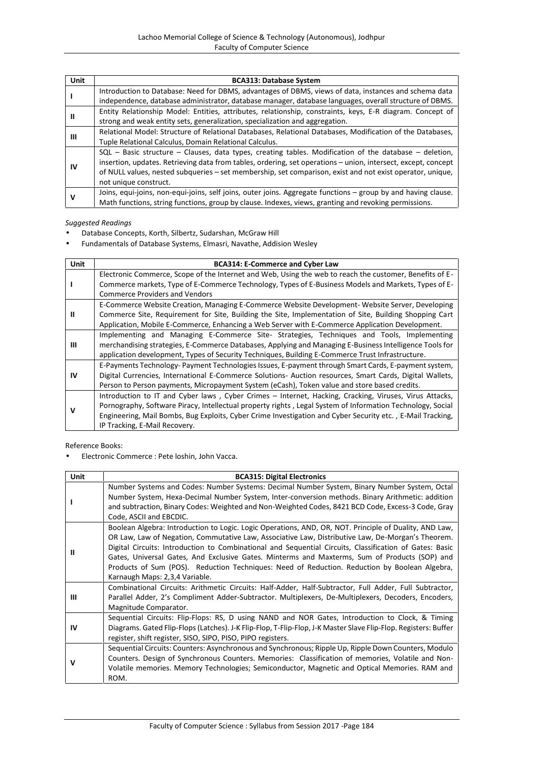| Unit | BCA313: Database System |
|---|---|
| I | Introduction to Database: Need for DBMS, advantages of DBMS, views of data, instances and schema data independence, database administrator, database manager, database languages, overall structure of DBMS. |
| II | Entity Relationship Model: Entities, attributes, relationship, constraints, keys, E-R diagram. Concept of strong and weak entity sets, generalization, specialization and aggregation. |
| III | Relational Model: Structure of Relational Databases, Relational Databases, Modification of the Databases, Tuple Relational Calculus, Domain Relational Calculus. |
| IV | SQL – Basic structure – Clauses, data types, creating tables. Modification of the database – deletion, insertion, updates. Retrieving data from tables, ordering, set operations – union, intersect, except, concept of NULL values, nested subqueries – set membership, set comparison, exist and not exist operator, unique, not unique construct. |
| V | Joins, equi-joins, non-equi-joins, self joins, outer joins. Aggregate functions – group by and having clause. Math functions, string functions, group by clause. Indexes, views, granting and revoking permissions. |

*Suggested Readings*

- Database Concepts, Korth, Silbertz, Sudarshan, McGraw Hill
- Fundamentals of Database Systems, Elmasri, Navathe, Addision Wesley

| Unit | BCA314: E-Commerce and Cyber Law |
|---|---|
| I | Electronic Commerce, Scope of the Internet and Web, Using the web to reach the customer, Benefits of E-Commerce markets, Type of E-Commerce Technology, Types of E-Business Models and Markets, Types of E-Commerce Providers and Vendors |
| II | E-Commerce Website Creation, Managing E-Commerce Website Development- Website Server, Developing Commerce Site, Requirement for Site, Building the Site, Implementation of Site, Building Shopping Cart Application, Mobile E-Commerce, Enhancing a Web Server with E-Commerce Application Development. |
| III | Implementing and Managing E-Commerce Site- Strategies, Techniques and Tools, Implementing merchandising strategies, E-Commerce Databases, Applying and Managing E-Business Intelligence Tools for application development, Types of Security Techniques, Building E-Commerce Trust Infrastructure. |
| IV | E-Payments Technology- Payment Technologies Issues, E-payment through Smart Cards, E-payment system, Digital Currencies, International E-Commerce Solutions- Auction resources, Smart Cards, Digital Wallets, Person to Person payments, Micropayment System (eCash), Token value and store based credits. |
| V | Introduction to IT and Cyber laws , Cyber Crimes – Internet, Hacking, Cracking, Viruses, Virus Attacks, Pornography, Software Piracy, Intellectual property rights , Legal System of Information Technology, Social Engineering, Mail Bombs, Bug Exploits, Cyber Crime Investigation and Cyber Security etc. , E-Mail Tracking, IP Tracking, E-Mail Recovery. |

Reference Books:

- Electronic Commerce : Pete loshin, John Vacca.

| Unit | BCA315: Digital Electronics |
|---|---|
| I | Number Systems and Codes: Number Systems: Decimal Number System, Binary Number System, Octal Number System, Hexa-Decimal Number System, Inter-conversion methods. Binary Arithmetic: addition and subtraction, Binary Codes: Weighted and Non-Weighted Codes, 8421 BCD Code, Excess-3 Code, Gray Code, ASCII and EBCDIC. |
| II | Boolean Algebra: Introduction to Logic. Logic Operations, AND, OR, NOT. Principle of Duality, AND Law, OR Law, Law of Negation, Commutative Law, Associative Law, Distributive Law, De-Morgan's Theorem. Digital Circuits: Introduction to Combinational and Sequential Circuits, Classification of Gates: Basic Gates, Universal Gates, And Exclusive Gates. Minterms and Maxterms, Sum of Products (SOP) and Products of Sum (POS). Reduction Techniques: Need of Reduction. Reduction by Boolean Algebra, Karnaugh Maps: 2,3,4 Variable. |
| III | Combinational Circuits: Arithmetic Circuits: Half-Adder, Half-Subtractor, Full Adder, Full Subtractor, Parallel Adder, 2's Compliment Adder-Subtractor. Multiplexers, De-Multiplexers, Decoders, Encoders, Magnitude Comparator. |
| IV | Sequential Circuits: Flip-Flops: RS, D using NAND and NOR Gates, Introduction to Clock, & Timing Diagrams. Gated Flip-Flops (Latches). J-K Flip-Flop, T-Flip-Flop, J-K Master Slave Flip-Flop. Registers: Buffer register, shift register, SISO, SIPO, PISO, PIPO registers. |
| V | Sequential Circuits: Counters: Asynchronous and Synchronous; Ripple Up, Ripple Down Counters, Modulo Counters. Design of Synchronous Counters. Memories: Classification of memories, Volatile and Non-Volatile memories. Memory Technologies; Semiconductor, Magnetic and Optical Memories. RAM and ROM. |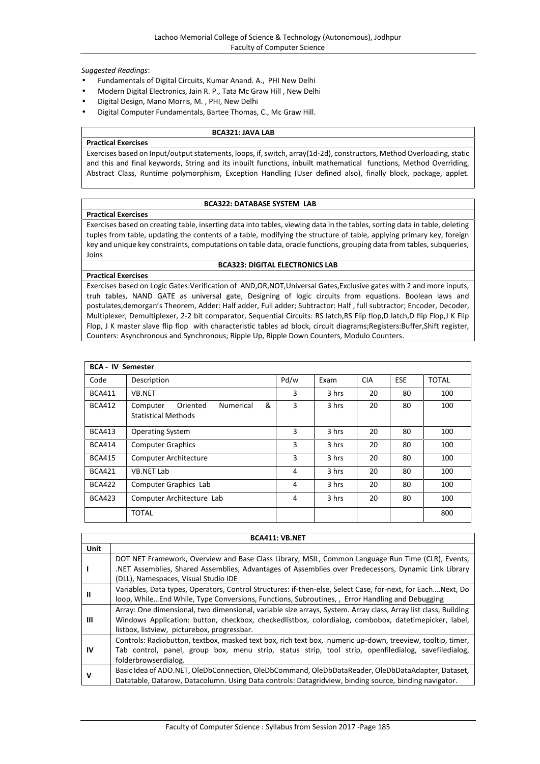*Suggested Readings*:

- Fundamentals of Digital Circuits, Kumar Anand. A., PHI New Delhi
- Modern Digital Electronics, Jain R. P., Tata Mc Graw Hill , New Delhi
- Digital Design, Mano Morris, M. , PHI, New Delhi
- Digital Computer Fundamentals, Bartee Thomas, C., Mc Graw Hill.

| **BCA321: JAVA LAB** |
|---|
| **Practical Exercises** |
| Exercises based on Input/output statements, loops, if, switch, array(1d-2d), constructors, Method Overloading, static and this and final keywords, String and its inbuilt functions, inbuilt mathematical functions, Method Overriding, Abstract Class, Runtime polymorphism, Exception Handling (User defined also), finally block, package, applet. |

| **BCA322: DATABASE SYSTEM LAB** |
|---|
| **Practical Exercises** |
| Exercises based on creating table, inserting data into tables, viewing data in the tables, sorting data in table, deleting tuples from table, updating the contents of a table, modifying the structure of table, applying primary key, foreign key and unique key constraints, computations on table data, oracle functions, grouping data from tables, subqueries, Joins |

| **BCA323: DIGITAL ELECTRONICS LAB** |
|---|
| **Practical Exercises** |
| Exercises based on Logic Gates:Verification of AND,OR,NOT,Universal Gates,Exclusive gates with 2 and more inputs, truh tables, NAND GATE as universal gate, Designing of logic circuits from equations. Boolean laws and postulates,demorgan's Theorem, Adder: Half adder, Full adder; Subtractor: Half , full subtractor; Encoder, Decoder, Multiplexer, Demultiplexer, 2-2 bit comparator, Sequential Circuits: RS latch,RS Flip flop,D latch,D flip Flop,J K Flip Flop, J K master slave flip flop with characteristic tables ad block, circuit diagrams;Registers:Buffer,Shift register, Counters: Asynchronous and Synchronous; Ripple Up, Ripple Down Counters, Modulo Counters. |

| **BCA - IV Semester** | | | | | | |
|---|---|---|---|---|---|---|
| Code | Description | Pd/w | Exam | CIA | ESE | TOTAL |
| BCA411 | VB.NET | 3 | 3 hrs | 20 | 80 | 100 |
| BCA412 | Computer Oriented Numerical & Statistical Methods | 3 | 3 hrs | 20 | 80 | 100 |
| BCA413 | Operating System | 3 | 3 hrs | 20 | 80 | 100 |
| BCA414 | Computer Graphics | 3 | 3 hrs | 20 | 80 | 100 |
| BCA415 | Computer Architecture | 3 | 3 hrs | 20 | 80 | 100 |
| BCA421 | VB.NET Lab | 4 | 3 hrs | 20 | 80 | 100 |
| BCA422 | Computer Graphics Lab | 4 | 3 hrs | 20 | 80 | 100 |
| BCA423 | Computer Architecture Lab | 4 | 3 hrs | 20 | 80 | 100 |
| | TOTAL | | | | | 800 |

| **BCA411: VB.NET** | |
|---|---|
| **Unit** | |
| **I** | DOT NET Framework, Overview and Base Class Library, MSIL, Common Language Run Time (CLR), Events, .NET Assemblies, Shared Assemblies, Advantages of Assemblies over Predecessors, Dynamic Link Library (DLL), Namespaces, Visual Studio IDE |
| **II** | Variables, Data types, Operators, Control Structures: if-then-else, Select Case, for-next, For Each….Next, Do loop, While…End While, Type Conversions, Functions, Subroutines, , Error Handling and Debugging |
| **III** | Array: One dimensional, two dimensional, variable size arrays, System. Array class, Array list class, Building Windows Application: button, checkbox, checkedlistbox, colordialog, combobox, datetimepicker, label, listbox, listview, picturebox, progressbar. |
| **IV** | Controls: Radiobutton, textbox, masked text box, rich text box, numeric up-down, treeview, tooltip, timer, Tab control, panel, group box, menu strip, status strip, tool strip, openfiledialog, savefiledialog, folderbrowserdialog. |
| **V** | Basic Idea of ADO.NET, OleDbConnection, OleDbCommand, OleDbDataReader, OleDbDataAdapter, Dataset, Datatable, Datarow, Datacolumn. Using Data controls: Datagridview, binding source, binding navigator. |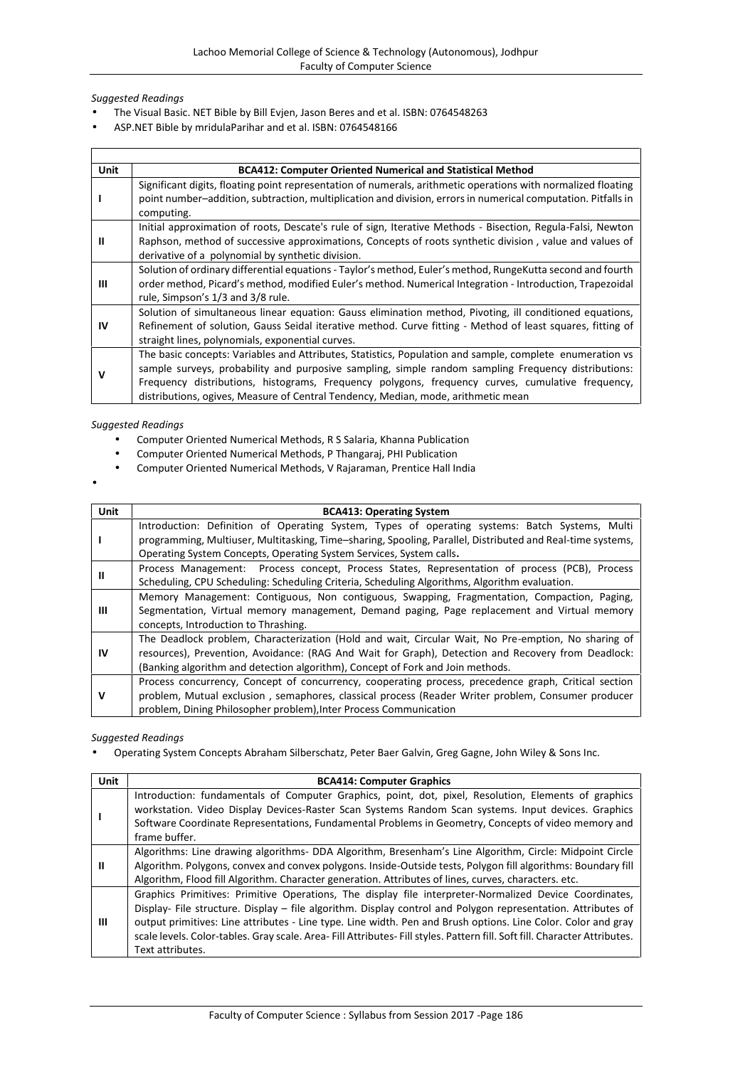*Suggested Readings*

- The Visual Basic. NET Bible by Bill Evjen, Jason Beres and et al. ISBN: 0764548263
- ASP.NET Bible by mridulaParihar and et al. ISBN: 0764548166

| Unit | BCA412: Computer Oriented Numerical and Statistical Method |
|---|---|
| I | Significant digits, floating point representation of numerals, arithmetic operations with normalized floating point number–addition, subtraction, multiplication and division, errors in numerical computation. Pitfalls in computing. |
| II | Initial approximation of roots, Descate's rule of sign, Iterative Methods - Bisection, Regula-Falsi, Newton Raphson, method of successive approximations, Concepts of roots synthetic division , value and values of derivative of a polynomial by synthetic division. |
| III | Solution of ordinary differential equations - Taylor's method, Euler's method, RungeKutta second and fourth order method, Picard's method, modified Euler's method. Numerical Integration - Introduction, Trapezoidal rule, Simpson's 1/3 and 3/8 rule. |
| IV | Solution of simultaneous linear equation: Gauss elimination method, Pivoting, ill conditioned equations, Refinement of solution, Gauss Seidal iterative method. Curve fitting - Method of least squares, fitting of straight lines, polynomials, exponential curves. |
| V | The basic concepts: Variables and Attributes, Statistics, Population and sample, complete enumeration vs sample surveys, probability and purposive sampling, simple random sampling Frequency distributions: Frequency distributions, histograms, Frequency polygons, frequency curves, cumulative frequency, distributions, ogives, Measure of Central Tendency, Median, mode, arithmetic mean |

*Suggested Readings*

- Computer Oriented Numerical Methods, R S Salaria, Khanna Publication
- Computer Oriented Numerical Methods, P Thangaraj, PHI Publication
- Computer Oriented Numerical Methods, V Rajaraman, Prentice Hall India

| Unit | BCA413: Operating System |
|---|---|
| I | Introduction: Definition of Operating System, Types of operating systems: Batch Systems, Multi programming, Multiuser, Multitasking, Time–sharing, Spooling, Parallel, Distributed and Real-time systems, Operating System Concepts, Operating System Services, System calls**.** |
| II | Process Management: Process concept, Process States, Representation of process (PCB), Process Scheduling, CPU Scheduling: Scheduling Criteria, Scheduling Algorithms, Algorithm evaluation. |
| III | Memory Management: Contiguous, Non contiguous, Swapping, Fragmentation, Compaction, Paging, Segmentation, Virtual memory management, Demand paging, Page replacement and Virtual memory concepts, Introduction to Thrashing. |
| IV | The Deadlock problem, Characterization (Hold and wait, Circular Wait, No Pre-emption, No sharing of resources), Prevention, Avoidance: (RAG And Wait for Graph), Detection and Recovery from Deadlock: (Banking algorithm and detection algorithm), Concept of Fork and Join methods. |
| V | Process concurrency, Concept of concurrency, cooperating process, precedence graph, Critical section problem, Mutual exclusion , semaphores, classical process (Reader Writer problem, Consumer producer problem, Dining Philosopher problem),Inter Process Communication |

*Suggested Readings*

- Operating System Concepts Abraham Silberschatz, Peter Baer Galvin, Greg Gagne, John Wiley & Sons Inc.

| Unit | BCA414: Computer Graphics |
|---|---|
| I | Introduction: fundamentals of Computer Graphics, point, dot, pixel, Resolution, Elements of graphics workstation. Video Display Devices-Raster Scan Systems Random Scan systems. Input devices. Graphics Software Coordinate Representations, Fundamental Problems in Geometry, Concepts of video memory and frame buffer. |
| II | Algorithms: Line drawing algorithms- DDA Algorithm, Bresenham's Line Algorithm, Circle: Midpoint Circle Algorithm. Polygons, convex and convex polygons. Inside-Outside tests, Polygon fill algorithms: Boundary fill Algorithm, Flood fill Algorithm. Character generation. Attributes of lines, curves, characters. etc. |
| III | Graphics Primitives: Primitive Operations, The display file interpreter-Normalized Device Coordinates, Display- File structure. Display – file algorithm. Display control and Polygon representation. Attributes of output primitives: Line attributes - Line type. Line width. Pen and Brush options. Line Color. Color and gray scale levels. Color-tables. Gray scale. Area- Fill Attributes- Fill styles. Pattern fill. Soft fill. Character Attributes. Text attributes. |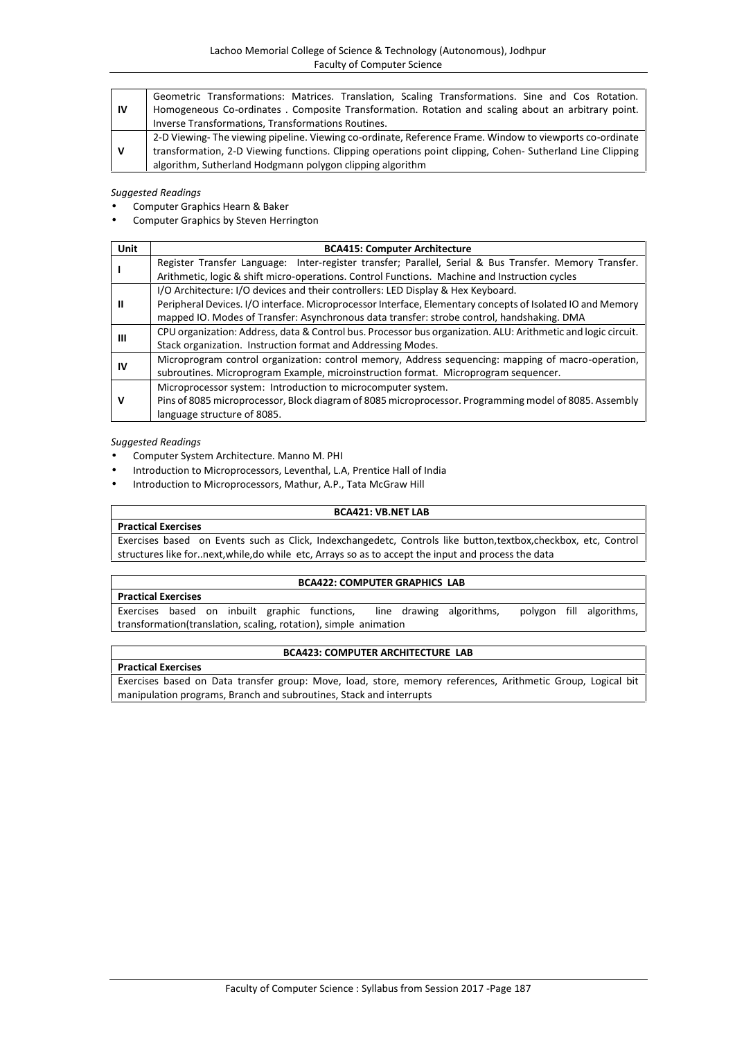| | |
|---|---|
| **IV** | Geometric Transformations: Matrices. Translation, Scaling Transformations. Sine and Cos Rotation. Homogeneous Co-ordinates . Composite Transformation. Rotation and scaling about an arbitrary point. Inverse Transformations, Transformations Routines. |
| **V** | 2-D Viewing- The viewing pipeline. Viewing co-ordinate, Reference Frame. Window to viewports co-ordinate transformation, 2-D Viewing functions. Clipping operations point clipping, Cohen- Sutherland Line Clipping algorithm, Sutherland Hodgmann polygon clipping algorithm |

*Suggested Readings*

- Computer Graphics Hearn & Baker
- Computer Graphics by Steven Herrington

| Unit | BCA415: Computer Architecture |
|---|---|
| **I** | Register Transfer Language: Inter-register transfer; Parallel, Serial & Bus Transfer. Memory Transfer. Arithmetic, logic & shift micro-operations. Control Functions. Machine and Instruction cycles |
| **II** | I/O Architecture: I/O devices and their controllers: LED Display & Hex Keyboard. Peripheral Devices. I/O interface. Microprocessor Interface, Elementary concepts of Isolated IO and Memory mapped IO. Modes of Transfer: Asynchronous data transfer: strobe control, handshaking. DMA |
| **III** | CPU organization: Address, data & Control bus. Processor bus organization. ALU: Arithmetic and logic circuit. Stack organization. Instruction format and Addressing Modes. |
| **IV** | Microprogram control organization: control memory, Address sequencing: mapping of macro-operation, subroutines. Microprogram Example, microinstruction format. Microprogram sequencer. |
| **V** | Microprocessor system: Introduction to microcomputer system. Pins of 8085 microprocessor, Block diagram of 8085 microprocessor. Programming model of 8085. Assembly language structure of 8085. |

*Suggested Readings*

- Computer System Architecture. Manno M. PHI
- Introduction to Microprocessors, Leventhal, L.A, Prentice Hall of India
- Introduction to Microprocessors, Mathur, A.P., Tata McGraw Hill

| BCA421: VB.NET LAB |
|---|
| **Practical Exercises** |
| Exercises based on Events such as Click, Indexchangedetc, Controls like button,textbox,checkbox, etc, Control structures like for..next,while,do while etc, Arrays so as to accept the input and process the data |

| BCA422: COMPUTER GRAPHICS LAB |
|---|
| **Practical Exercises** |
| Exercises based on inbuilt graphic functions, line drawing algorithms, polygon fill algorithms, transformation(translation, scaling, rotation), simple animation |

| BCA423: COMPUTER ARCHITECTURE LAB |
|---|
| **Practical Exercises** |
| Exercises based on Data transfer group: Move, load, store, memory references, Arithmetic Group, Logical bit manipulation programs, Branch and subroutines, Stack and interrupts |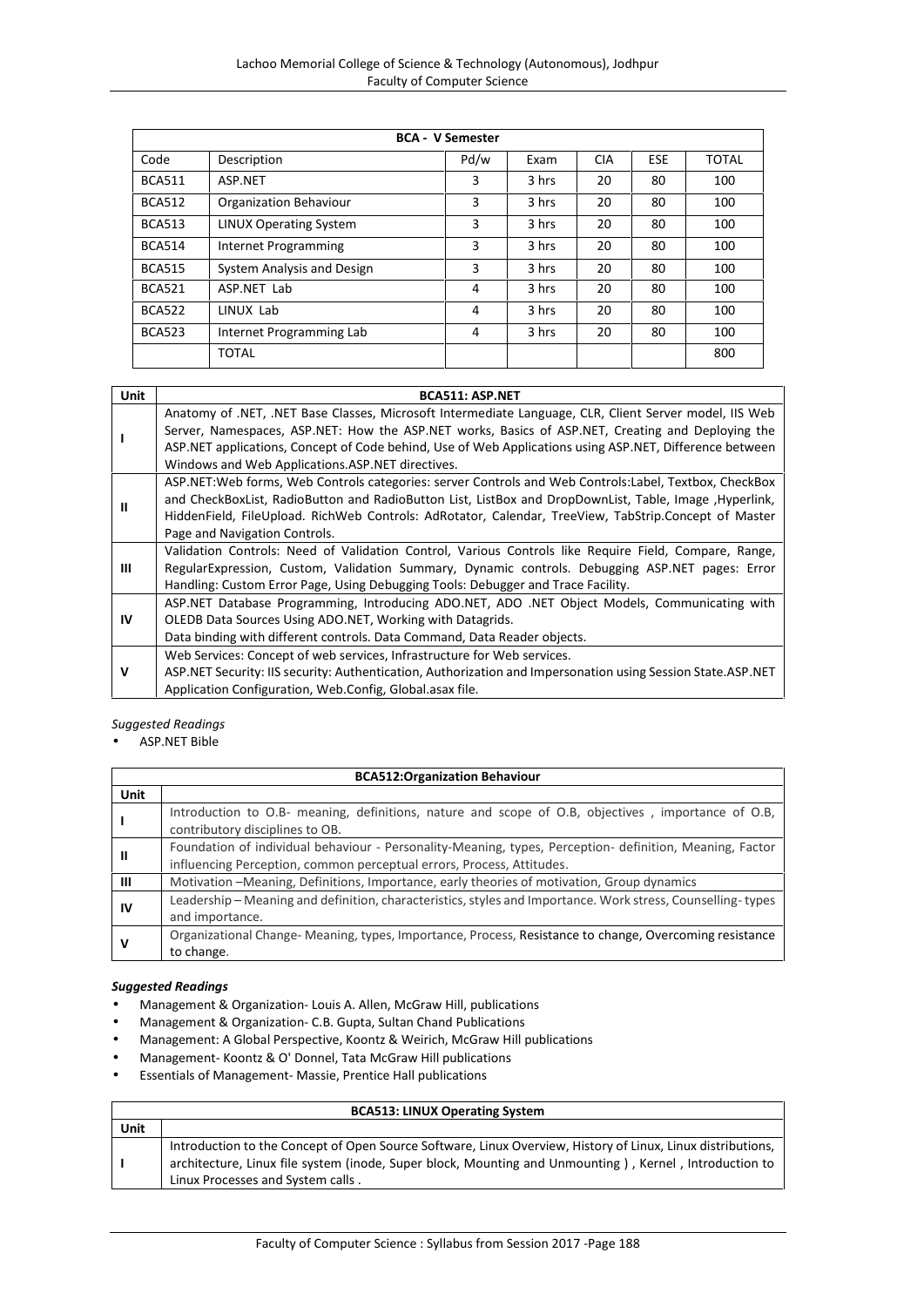| BCA - V Semester | | | | | | |
|---|---|---|---|---|---|---|
| Code | Description | Pd/w | Exam | CIA | ESE | TOTAL |
| BCA511 | ASP.NET | 3 | 3 hrs | 20 | 80 | 100 |
| BCA512 | Organization Behaviour | 3 | 3 hrs | 20 | 80 | 100 |
| BCA513 | LINUX Operating System | 3 | 3 hrs | 20 | 80 | 100 |
| BCA514 | Internet Programming | 3 | 3 hrs | 20 | 80 | 100 |
| BCA515 | System Analysis and Design | 3 | 3 hrs | 20 | 80 | 100 |
| BCA521 | ASP.NET Lab | 4 | 3 hrs | 20 | 80 | 100 |
| BCA522 | LINUX Lab | 4 | 3 hrs | 20 | 80 | 100 |
| BCA523 | Internet Programming Lab | 4 | 3 hrs | 20 | 80 | 100 |
| | TOTAL | | | | | 800 |

| Unit | BCA511: ASP.NET |
|---|---|
| I | Anatomy of .NET, .NET Base Classes, Microsoft Intermediate Language, CLR, Client Server model, IIS Web Server, Namespaces, ASP.NET: How the ASP.NET works, Basics of ASP.NET, Creating and Deploying the ASP.NET applications, Concept of Code behind, Use of Web Applications using ASP.NET, Difference between Windows and Web Applications.ASP.NET directives. |
| II | ASP.NET:Web forms, Web Controls categories: server Controls and Web Controls:Label, Textbox, CheckBox and CheckBoxList, RadioButton and RadioButton List, ListBox and DropDownList, Table, Image ,Hyperlink, HiddenField, FileUpload. RichWeb Controls: AdRotator, Calendar, TreeView, TabStrip.Concept of Master Page and Navigation Controls. |
| III | Validation Controls: Need of Validation Control, Various Controls like Require Field, Compare, Range, RegularExpression, Custom, Validation Summary, Dynamic controls. Debugging ASP.NET pages: Error Handling: Custom Error Page, Using Debugging Tools: Debugger and Trace Facility. |
| IV | ASP.NET Database Programming, Introducing ADO.NET, ADO .NET Object Models, Communicating with OLEDB Data Sources Using ADO.NET, Working with Datagrids. Data binding with different controls. Data Command, Data Reader objects. |
| V | Web Services: Concept of web services, Infrastructure for Web services. ASP.NET Security: IIS security: Authentication, Authorization and Impersonation using Session State.ASP.NET Application Configuration, Web.Config, Global.asax file. |

*Suggested Readings*

- ASP.NET Bible

| BCA512:Organization Behaviour | |
|---|---|
| Unit | |
| I | Introduction to O.B- meaning, definitions, nature and scope of O.B, objectives , importance of O.B, contributory disciplines to OB. |
| II | Foundation of individual behaviour - Personality-Meaning, types, Perception- definition, Meaning, Factor influencing Perception, common perceptual errors, Process, Attitudes. |
| III | Motivation –Meaning, Definitions, Importance, early theories of motivation, Group dynamics |
| IV | Leadership – Meaning and definition, characteristics, styles and Importance. Work stress, Counselling- types and importance. |
| V | Organizational Change- Meaning, types, Importance, Process, Resistance to change, Overcoming resistance to change. |

***Suggested Readings***

- Management & Organization- Louis A. Allen, McGraw Hill, publications
- Management & Organization- C.B. Gupta, Sultan Chand Publications
- Management: A Global Perspective, Koontz & Weirich, McGraw Hill publications
- Management- Koontz & O' Donnel, Tata McGraw Hill publications
- Essentials of Management- Massie, Prentice Hall publications

| BCA513: LINUX Operating System | |
|---|---|
| Unit | |
| I | Introduction to the Concept of Open Source Software, Linux Overview, History of Linux, Linux distributions, architecture, Linux file system (inode, Super block, Mounting and Unmounting ) , Kernel , Introduction to Linux Processes and System calls . |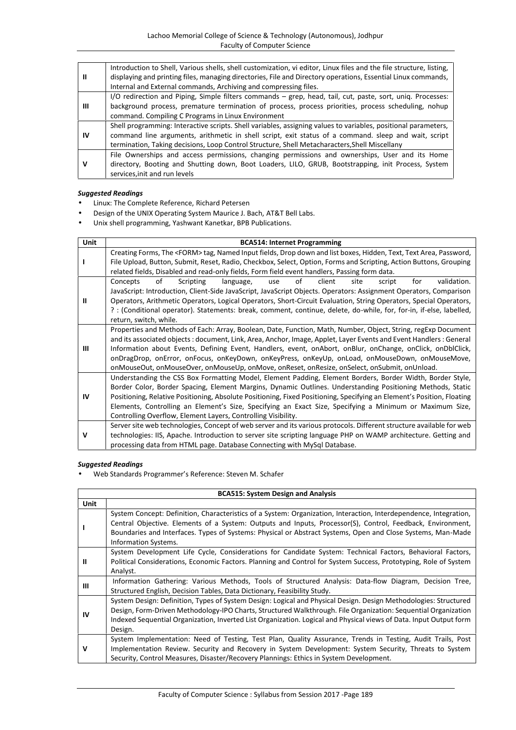| | |
|---|---|
| II | Introduction to Shell, Various shells, shell customization, vi editor, Linux files and the file structure, listing, displaying and printing files, managing directories, File and Directory operations, Essential Linux commands, Internal and External commands, Archiving and compressing files. |
| III | I/O redirection and Piping, Simple filters commands – grep, head, tail, cut, paste, sort, uniq. Processes: background process, premature termination of process, process priorities, process scheduling, nohup command. Compiling C Programs in Linux Environment |
| IV | Shell programming: Interactive scripts. Shell variables, assigning values to variables, positional parameters, command line arguments, arithmetic in shell script, exit status of a command. sleep and wait, script termination, Taking decisions, Loop Control Structure, Shell Metacharacters,Shell Miscellany |
| V | File Ownerships and access permissions, changing permissions and ownerships, User and its Home directory, Booting and Shutting down, Boot Loaders, LILO, GRUB, Bootstrapping, init Process, System services,init and run levels |

***Suggested Readings***

- Linux: The Complete Reference, Richard Petersen
- Design of the UNIX Operating System Maurice J. Bach, AT&T Bell Labs.
- Unix shell programming, Yashwant Kanetkar, BPB Publications.

| Unit | BCA514: Internet Programming |
|---|---|
| I | Creating Forms, The <FORM> tag, Named Input fields, Drop down and list boxes, Hidden, Text, Text Area, Password, File Upload, Button, Submit, Reset, Radio, Checkbox, Select, Option, Forms and Scripting, Action Buttons, Grouping related fields, Disabled and read-only fields, Form field event handlers, Passing form data. |
| II | Concepts of Scripting language, use of client site script for validation. JavaScript: Introduction, Client-Side JavaScript, JavaScript Objects. Operators: Assignment Operators, Comparison Operators, Arithmetic Operators, Logical Operators, Short-Circuit Evaluation, String Operators, Special Operators, ? : (Conditional operator). Statements: break, comment, continue, delete, do-while, for, for-in, if-else, labelled, return, switch, while. |
| III | Properties and Methods of Each: Array, Boolean, Date, Function, Math, Number, Object, String, regExp Document and its associated objects : document, Link, Area, Anchor, Image, Applet, Layer Events and Event Handlers : General Information about Events, Defining Event, Handlers, event, onAbort, onBlur, onChange, onClick, onDblClick, onDragDrop, onError, onFocus, onKeyDown, onKeyPress, onKeyUp, onLoad, onMouseDown, onMouseMove, onMouseOut, onMouseOver, onMouseUp, onMove, onReset, onResize, onSelect, onSubmit, onUnload. |
| IV | Understanding the CSS Box Formatting Model, Element Padding, Element Borders, Border Width, Border Style, Border Color, Border Spacing, Element Margins, Dynamic Outlines. Understanding Positioning Methods, Static Positioning, Relative Positioning, Absolute Positioning, Fixed Positioning, Specifying an Element's Position, Floating Elements, Controlling an Element's Size, Specifying an Exact Size, Specifying a Minimum or Maximum Size, Controlling Overflow, Element Layers, Controlling Visibility. |
| V | Server site web technologies, Concept of web server and its various protocols. Different structure available for web technologies: IIS, Apache. Introduction to server site scripting language PHP on WAMP architecture. Getting and processing data from HTML page. Database Connecting with MySql Database. |

***Suggested Readings***

- Web Standards Programmer's Reference: Steven M. Schafer

| BCA515: System Design and Analysis | |
|---|---|
| Unit | |
| I | System Concept: Definition, Characteristics of a System: Organization, Interaction, Interdependence, Integration, Central Objective. Elements of a System: Outputs and Inputs, Processor(S), Control, Feedback, Environment, Boundaries and Interfaces. Types of Systems: Physical or Abstract Systems, Open and Close Systems, Man-Made Information Systems. |
| II | System Development Life Cycle, Considerations for Candidate System: Technical Factors, Behavioral Factors, Political Considerations, Economic Factors. Planning and Control for System Success, Prototyping, Role of System Analyst. |
| III | Information Gathering: Various Methods, Tools of Structured Analysis: Data-flow Diagram, Decision Tree, Structured English, Decision Tables, Data Dictionary, Feasibility Study. |
| IV | System Design: Definition, Types of System Design: Logical and Physical Design. Design Methodologies: Structured Design, Form-Driven Methodology-IPO Charts, Structured Walkthrough. File Organization: Sequential Organization Indexed Sequential Organization, Inverted List Organization. Logical and Physical views of Data. Input Output form Design. |
| V | System Implementation: Need of Testing, Test Plan, Quality Assurance, Trends in Testing, Audit Trails, Post Implementation Review. Security and Recovery in System Development: System Security, Threats to System Security, Control Measures, Disaster/Recovery Plannings: Ethics in System Development. |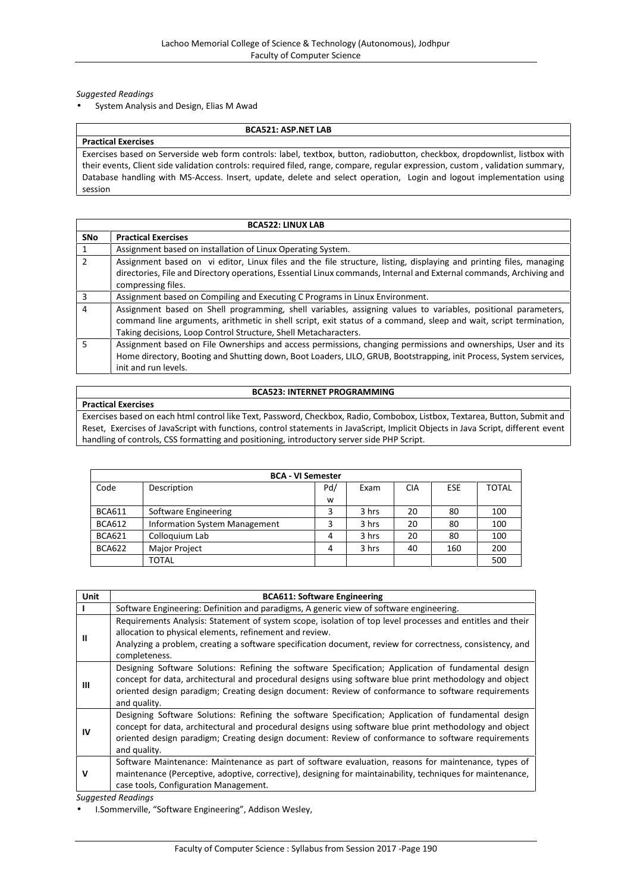*Suggested Readings*

- System Analysis and Design, Elias M Awad

| BCA521: ASP.NET LAB |
|---|
| **Practical Exercises** |
| Exercises based on Serverside web form controls: label, textbox, button, radiobutton, checkbox, dropdownlist, listbox with their events, Client side validation controls: required filed, range, compare, regular expression, custom , validation summary, Database handling with MS-Access. Insert, update, delete and select operation, Login and logout implementation using session |

| BCA522: LINUX LAB | |
|---|---|
| **SNo** | **Practical Exercises** |
| 1 | Assignment based on installation of Linux Operating System. |
| 2 | Assignment based on vi editor, Linux files and the file structure, listing, displaying and printing files, managing directories, File and Directory operations, Essential Linux commands, Internal and External commands, Archiving and compressing files. |
| 3 | Assignment based on Compiling and Executing C Programs in Linux Environment. |
| 4 | Assignment based on Shell programming, shell variables, assigning values to variables, positional parameters, command line arguments, arithmetic in shell script, exit status of a command, sleep and wait, script termination, Taking decisions, Loop Control Structure, Shell Metacharacters. |
| 5 | Assignment based on File Ownerships and access permissions, changing permissions and ownerships, User and its Home directory, Booting and Shutting down, Boot Loaders, LILO, GRUB, Bootstrapping, init Process, System services, init and run levels. |

| BCA523: INTERNET PROGRAMMING |
|---|
| **Practical Exercises** |
| Exercises based on each html control like Text, Password, Checkbox, Radio, Combobox, Listbox, Textarea, Button, Submit and Reset, Exercises of JavaScript with functions, control statements in JavaScript, Implicit Objects in Java Script, different event handling of controls, CSS formatting and positioning, introductory server side PHP Script. |

| BCA - VI Semester | | | | | | |
|---|---|---|---|---|---|---|
| Code | Description | Pd/w | Exam | CIA | ESE | TOTAL |
| BCA611 | Software Engineering | 3 | 3 hrs | 20 | 80 | 100 |
| BCA612 | Information System Management | 3 | 3 hrs | 20 | 80 | 100 |
| BCA621 | Colloquium Lab | 4 | 3 hrs | 20 | 80 | 100 |
| BCA622 | Major Project | 4 | 3 hrs | 40 | 160 | 200 |
| | TOTAL | | | | | 500 |

| Unit | BCA611: Software Engineering |
|---|---|
| **I** | Software Engineering: Definition and paradigms, A generic view of software engineering. |
| **II** | Requirements Analysis: Statement of system scope, isolation of top level processes and entitles and their allocation to physical elements, refinement and review.<br>Analyzing a problem, creating a software specification document, review for correctness, consistency, and completeness. |
| **III** | Designing Software Solutions: Refining the software Specification; Application of fundamental design concept for data, architectural and procedural designs using software blue print methodology and object oriented design paradigm; Creating design document: Review of conformance to software requirements and quality. |
| **IV** | Designing Software Solutions: Refining the software Specification; Application of fundamental design concept for data, architectural and procedural designs using software blue print methodology and object oriented design paradigm; Creating design document: Review of conformance to software requirements and quality. |
| **V** | Software Maintenance: Maintenance as part of software evaluation, reasons for maintenance, types of maintenance (Perceptive, adoptive, corrective), designing for maintainability, techniques for maintenance, case tools, Configuration Management. |

*Suggested Readings*

- I.Sommerville, "Software Engineering", Addison Wesley,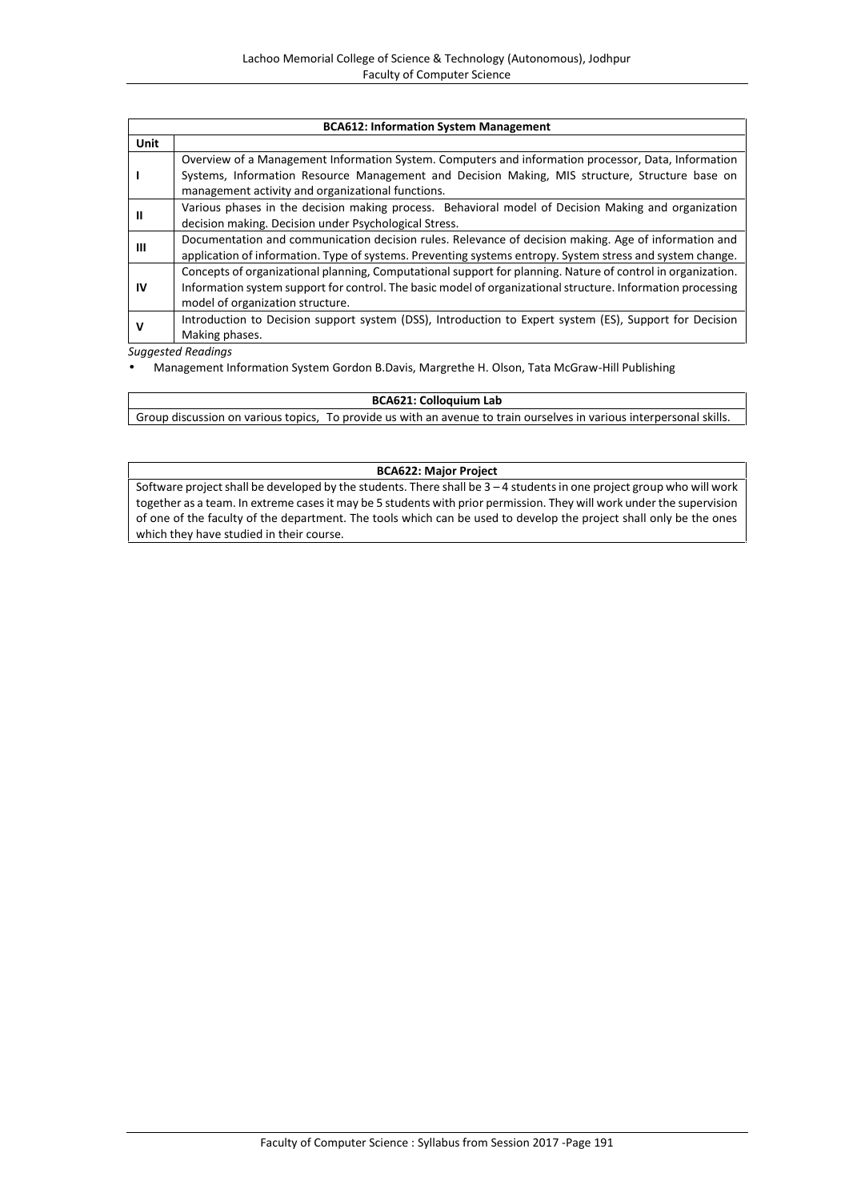| BCA612: Information System Management | |
|---|---|
| **Unit** | |
| **I** | Overview of a Management Information System. Computers and information processor, Data, Information Systems, Information Resource Management and Decision Making, MIS structure, Structure base on management activity and organizational functions. |
| **II** | Various phases in the decision making process. Behavioral model of Decision Making and organization decision making. Decision under Psychological Stress. |
| **III** | Documentation and communication decision rules. Relevance of decision making. Age of information and application of information. Type of systems. Preventing systems entropy. System stress and system change. |
| **IV** | Concepts of organizational planning, Computational support for planning. Nature of control in organization. Information system support for control. The basic model of organizational structure. Information processing model of organization structure. |
| **V** | Introduction to Decision support system (DSS), Introduction to Expert system (ES), Support for Decision Making phases. |

*Suggested Readings*

- Management Information System Gordon B.Davis, Margrethe H. Olson, Tata McGraw-Hill Publishing

| BCA621: Colloquium Lab |
|---|
| Group discussion on various topics, To provide us with an avenue to train ourselves in various interpersonal skills. |

| BCA622: Major Project |
|---|
| Software project shall be developed by the students. There shall be 3 – 4 students in one project group who will work together as a team. In extreme cases it may be 5 students with prior permission. They will work under the supervision of one of the faculty of the department. The tools which can be used to develop the project shall only be the ones which they have studied in their course. |